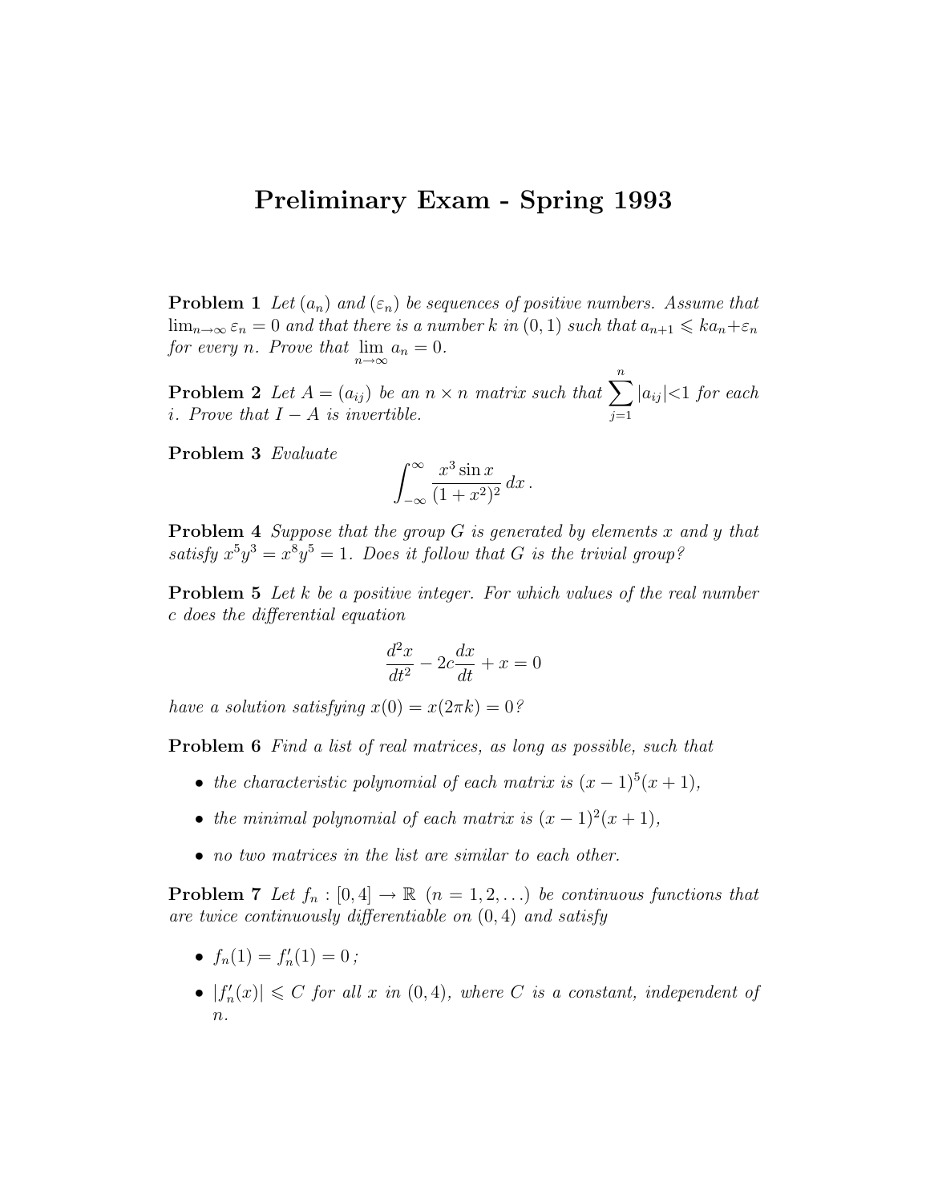# Preliminary Exam - Spring 1993

**Problem 1** *Let $(a_n)$ and $(\varepsilon_n)$ be sequences of positive numbers. Assume that $\lim_{n\to\infty} \varepsilon_n = 0$ and that there is a number $k$ in $(0,1)$ such that $a_{n+1} \leqslant ka_n + \varepsilon_n$ for every $n$. Prove that $\lim_{n\to\infty} a_n = 0$.*

**Problem 2** *Let $A = (a_{ij})$ be an $n \times n$ matrix such that $\sum_{j=1}^{n} |a_{ij}| < 1$ for each $i$. Prove that $I - A$ is invertible.*

**Problem 3** *Evaluate*

$$\int_{-\infty}^{\infty} \frac{x^3 \sin x}{(1+x^2)^2}\, dx\,.$$

**Problem 4** *Suppose that the group $G$ is generated by elements $x$ and $y$ that satisfy $x^5y^3 = x^8y^5 = 1$. Does it follow that $G$ is the trivial group?*

**Problem 5** *Let $k$ be a positive integer. For which values of the real number $c$ does the differential equation*

$$\frac{d^2x}{dt^2} - 2c\frac{dx}{dt} + x = 0$$

*have a solution satisfying $x(0) = x(2\pi k) = 0$?*

**Problem 6** *Find a list of real matrices, as long as possible, such that*

- *the characteristic polynomial of each matrix is $(x-1)^5(x+1)$,*
- *the minimal polynomial of each matrix is $(x-1)^2(x+1)$,*
- *no two matrices in the list are similar to each other.*

**Problem 7** *Let $f_n : [0,4] \to \mathbb{R}$ $(n = 1, 2, \ldots)$ be continuous functions that are twice continuously differentiable on $(0,4)$ and satisfy*

- *$f_n(1) = f_n'(1) = 0$ ;*
- *$|f_n'(x)| \leqslant C$ for all $x$ in $(0,4)$, where $C$ is a constant, independent of $n$.*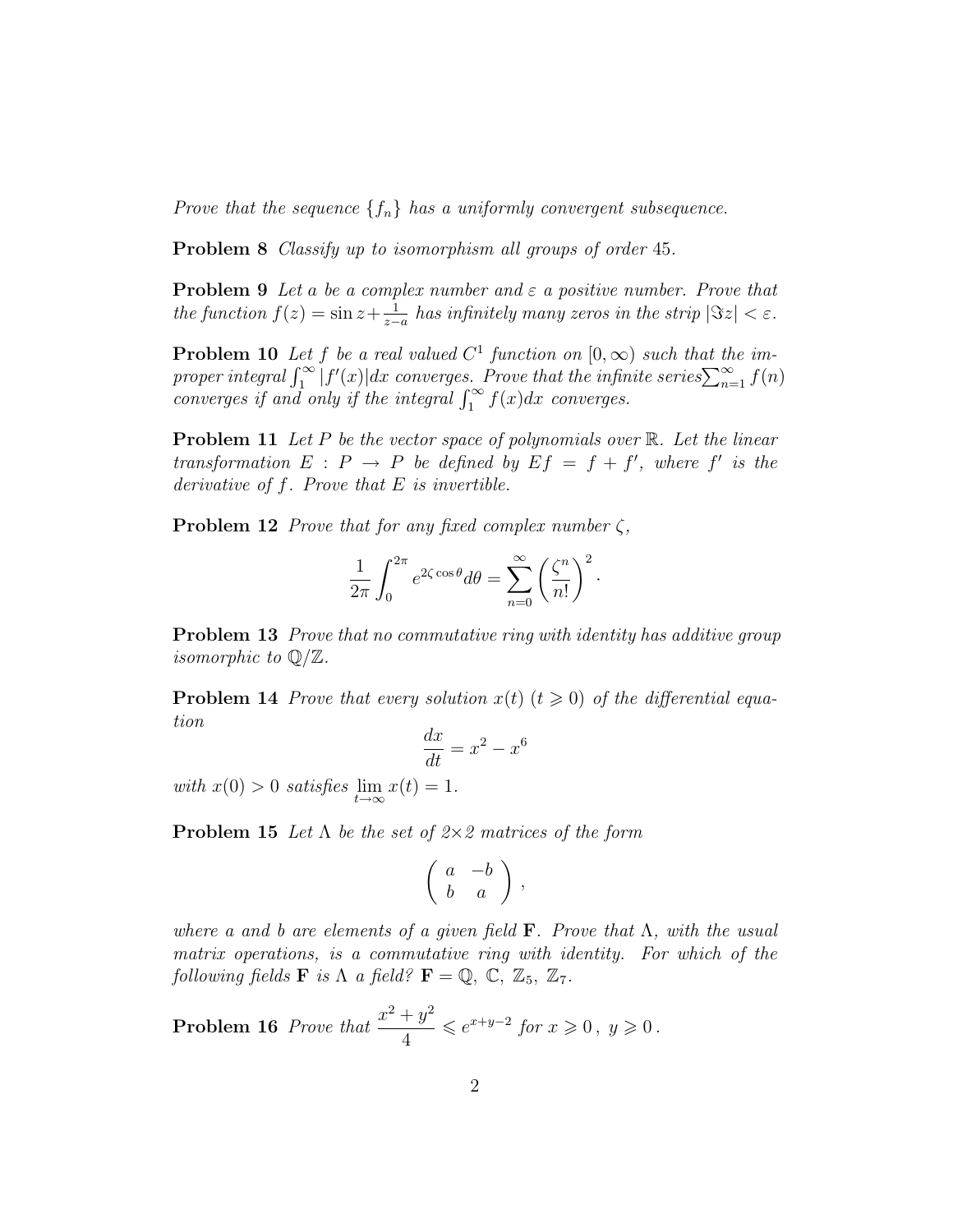*Prove that the sequence $\{f_n\}$ has a uniformly convergent subsequence.*

**Problem 8** *Classify up to isomorphism all groups of order 45.*

**Problem 9** *Let $a$ be a complex number and $\varepsilon$ a positive number. Prove that the function $f(z) = \sin z + \frac{1}{z-a}$ has infinitely many zeros in the strip $|\Im z| < \varepsilon$.*

**Problem 10** *Let $f$ be a real valued $C^1$ function on $[0, \infty)$ such that the improper integral $\int_1^\infty |f'(x)|dx$ converges. Prove that the infinite series $\sum_{n=1}^\infty f(n)$ converges if and only if the integral $\int_1^\infty f(x)dx$ converges.*

**Problem 11** *Let $P$ be the vector space of polynomials over $\mathbb{R}$. Let the linear transformation $E : P \to P$ be defined by $Ef = f + f'$, where $f'$ is the derivative of $f$. Prove that $E$ is invertible.*

**Problem 12** *Prove that for any fixed complex number $\zeta$,*

$$\frac{1}{2\pi}\int_0^{2\pi} e^{2\zeta\cos\theta} d\theta = \sum_{n=0}^{\infty} \left(\frac{\zeta^n}{n!}\right)^2.$$

**Problem 13** *Prove that no commutative ring with identity has additive group isomorphic to $\mathbb{Q}/\mathbb{Z}$.*

**Problem 14** *Prove that every solution $x(t)$ $(t \geqslant 0)$ of the differential equation*

$$\frac{dx}{dt} = x^2 - x^6$$

*with $x(0) > 0$ satisfies $\lim_{t\to\infty} x(t) = 1$.*

**Problem 15** *Let $\Lambda$ be the set of 2×2 matrices of the form*

$$\begin{pmatrix} a & -b \\ b & a \end{pmatrix},$$

*where $a$ and $b$ are elements of a given field $\mathbf{F}$. Prove that $\Lambda$, with the usual matrix operations, is a commutative ring with identity. For which of the following fields $\mathbf{F}$ is $\Lambda$ a field? $\mathbf{F} = \mathbb{Q}$, $\mathbb{C}$, $\mathbb{Z}_5$, $\mathbb{Z}_7$.*

**Problem 16** *Prove that $\dfrac{x^2+y^2}{4} \leqslant e^{x+y-2}$ for $x \geqslant 0$, $y \geqslant 0$.*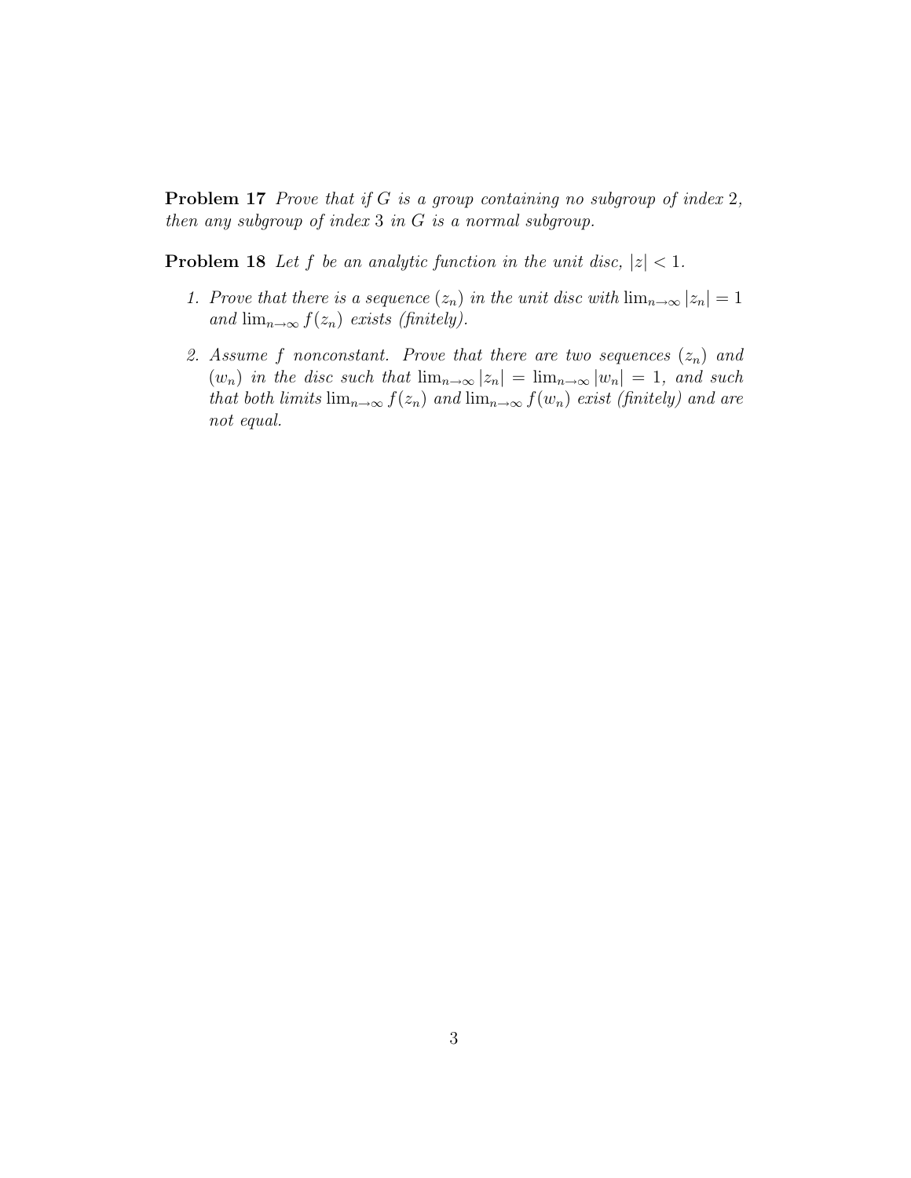**Problem 17** *Prove that if $G$ is a group containing no subgroup of index 2, then any subgroup of index 3 in $G$ is a normal subgroup.*

**Problem 18** *Let $f$ be an analytic function in the unit disc, $|z| < 1$.*

1. *Prove that there is a sequence $(z_n)$ in the unit disc with $\lim_{n\to\infty} |z_n| = 1$ and $\lim_{n\to\infty} f(z_n)$ exists (finitely).*

2. *Assume $f$ nonconstant. Prove that there are two sequences $(z_n)$ and $(w_n)$ in the disc such that $\lim_{n\to\infty} |z_n| = \lim_{n\to\infty} |w_n| = 1$, and such that both limits $\lim_{n\to\infty} f(z_n)$ and $\lim_{n\to\infty} f(w_n)$ exist (finitely) and are not equal.*